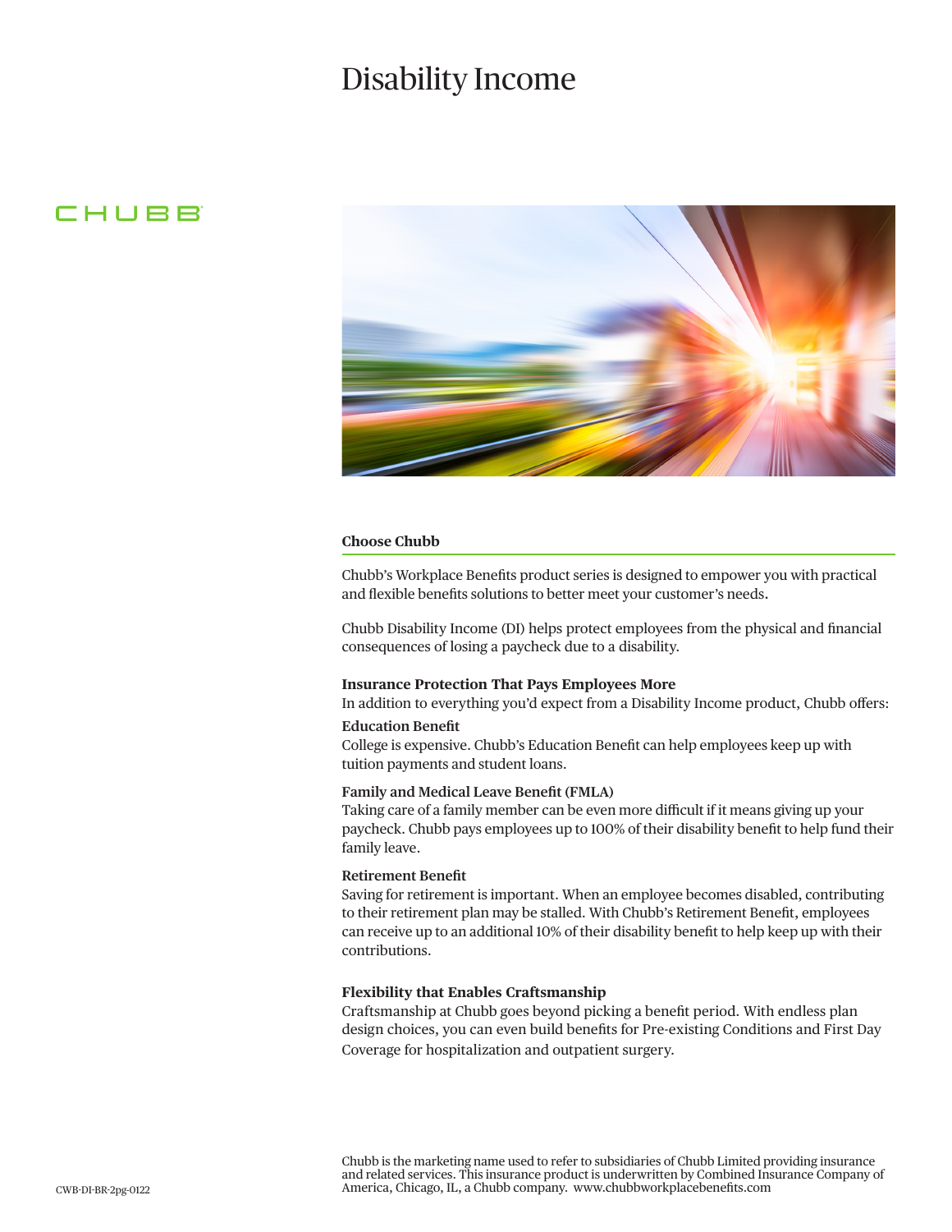# Disability Income

CHUBB

## Choose Chubb

Chubb's Workplace Benefits product series is designed to empower you with practical and flexible benefits solutions to better meet your customer's needs.

Chubb Disability Income (DI) helps protect employees from the physical and financial consequences of losing a paycheck due to a disability.

### Insurance Protection That Pays Employees More

In addition to everything you'd expect from a Disability Income product, Chubb offers:

**Education Benefit**
College is expensive. Chubb's Education Benefit can help employees keep up with tuition payments and student loans.

**Family and Medical Leave Benefit (FMLA)**
Taking care of a family member can be even more difficult if it means giving up your paycheck. Chubb pays employees up to 100% of their disability benefit to help fund their family leave.

**Retirement Benefit**
Saving for retirement is important. When an employee becomes disabled, contributing to their retirement plan may be stalled. With Chubb's Retirement Benefit, employees can receive up to an additional 10% of their disability benefit to help keep up with their contributions.

### Flexibility that Enables Craftsmanship

Craftsmanship at Chubb goes beyond picking a benefit period. With endless plan design choices, you can even build benefits for Pre-existing Conditions and First Day Coverage for hospitalization and outpatient surgery.

Chubb is the marketing name used to refer to subsidiaries of Chubb Limited providing insurance and related services. This insurance product is underwritten by Combined Insurance Company of America, Chicago, IL, a Chubb company. www.chubbworkplacebenefits.com

CWB-DI-BR-2pg-0122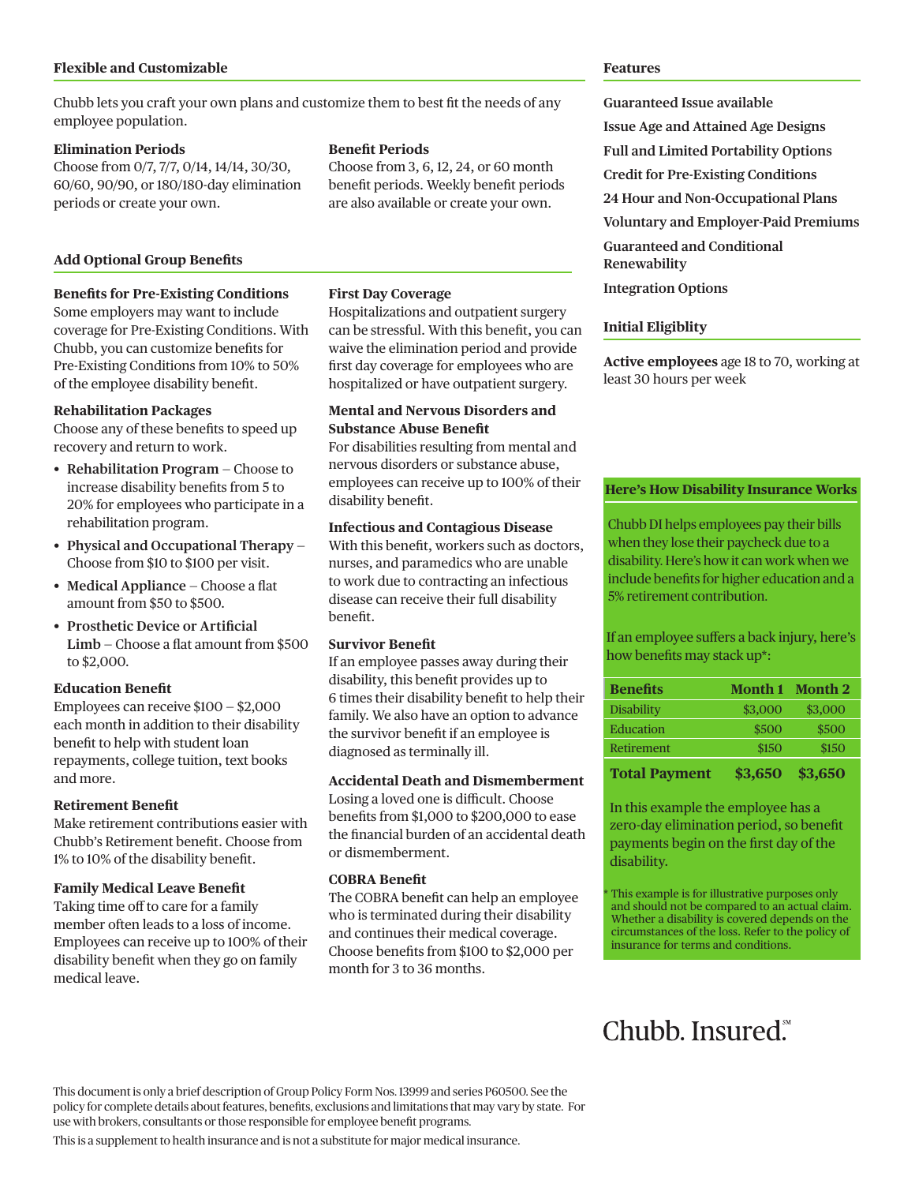## Flexible and Customizable

Chubb lets you craft your own plans and customize them to best fit the needs of any employee population.

**Elimination Periods**
Choose from 0/7, 7/7, 0/14, 14/14, 30/30, 60/60, 90/90, or 180/180-day elimination periods or create your own.

**Benefit Periods**
Choose from 3, 6, 12, 24, or 60 month benefit periods. Weekly benefit periods are also available or create your own.

## Add Optional Group Benefits

**Benefits for Pre-Existing Conditions**
Some employers may want to include coverage for Pre-Existing Conditions. With Chubb, you can customize benefits for Pre-Existing Conditions from 10% to 50% of the employee disability benefit.

**Rehabilitation Packages**
Choose any of these benefits to speed up recovery and return to work.

- **Rehabilitation Program** – Choose to increase disability benefits from 5 to 20% for employees who participate in a rehabilitation program.
- **Physical and Occupational Therapy** – Choose from $10 to $100 per visit.
- **Medical Appliance** – Choose a flat amount from $50 to $500.
- **Prosthetic Device or Artificial Limb** – Choose a flat amount from $500 to $2,000.

**Education Benefit**
Employees can receive $100 – $2,000 each month in addition to their disability benefit to help with student loan repayments, college tuition, text books and more.

**Retirement Benefit**
Make retirement contributions easier with Chubb's Retirement benefit. Choose from 1% to 10% of the disability benefit.

**Family Medical Leave Benefit**
Taking time off to care for a family member often leads to a loss of income. Employees can receive up to 100% of their disability benefit when they go on family medical leave.

**First Day Coverage**
Hospitalizations and outpatient surgery can be stressful. With this benefit, you can waive the elimination period and provide first day coverage for employees who are hospitalized or have outpatient surgery.

**Mental and Nervous Disorders and Substance Abuse Benefit**
For disabilities resulting from mental and nervous disorders or substance abuse, employees can receive up to 100% of their disability benefit.

**Infectious and Contagious Disease**
With this benefit, workers such as doctors, nurses, and paramedics who are unable to work due to contracting an infectious disease can receive their full disability benefit.

**Survivor Benefit**
If an employee passes away during their disability, this benefit provides up to 6 times their disability benefit to help their family. We also have an option to advance the survivor benefit if an employee is diagnosed as terminally ill.

**Accidental Death and Dismemberment**
Losing a loved one is difficult. Choose benefits from $1,000 to $200,000 to ease the financial burden of an accidental death or dismemberment.

**COBRA Benefit**
The COBRA benefit can help an employee who is terminated during their disability and continues their medical coverage. Choose benefits from $100 to $2,000 per month for 3 to 36 months.

## Features

**Guaranteed Issue available**

**Issue Age and Attained Age Designs**

**Full and Limited Portability Options**

**Credit for Pre-Existing Conditions**

**24 Hour and Non-Occupational Plans**

**Voluntary and Employer-Paid Premiums**

**Guaranteed and Conditional Renewability**

**Integration Options**

## Initial Eligiblity

**Active employees** age 18 to 70, working at least 30 hours per week

### Here's How Disability Insurance Works

Chubb DI helps employees pay their bills when they lose their paycheck due to a disability. Here's how it can work when we include benefits for higher education and a 5% retirement contribution.

If an employee suffers a back injury, here's how benefits may stack up*:

| Benefits | Month 1 | Month 2 |
|---|---|---|
| Disability | $3,000 | $3,000 |
| Education | $500 | $500 |
| Retirement | $150 | $150 |
| **Total Payment** | **$3,650** | **$3,650** |

In this example the employee has a zero-day elimination period, so benefit payments begin on the first day of the disability.

* This example is for illustrative purposes only and should not be compared to an actual claim. Whether a disability is covered depends on the circumstances of the loss. Refer to the policy of insurance for terms and conditions.

Chubb. Insured.℠

This document is only a brief description of Group Policy Form Nos. 13999 and series P60500. See the policy for complete details about features, benefits, exclusions and limitations that may vary by state. For use with brokers, consultants or those responsible for employee benefit programs.

This is a supplement to health insurance and is not a substitute for major medical insurance.